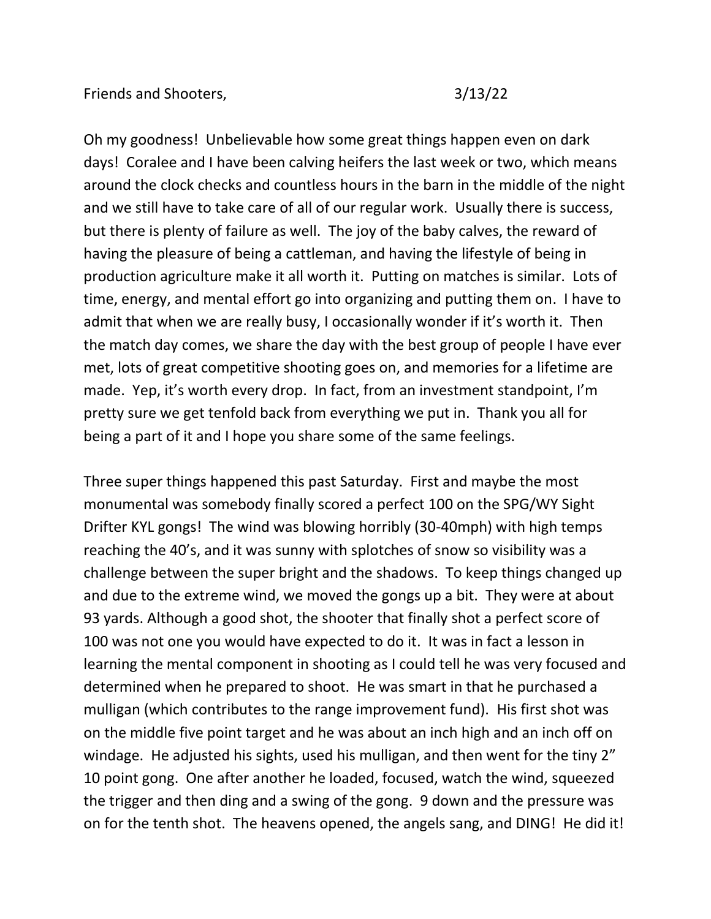Friends and Shooters, 3/13/22

Oh my goodness! Unbelievable how some great things happen even on dark days! Coralee and I have been calving heifers the last week or two, which means around the clock checks and countless hours in the barn in the middle of the night and we still have to take care of all of our regular work. Usually there is success, but there is plenty of failure as well. The joy of the baby calves, the reward of having the pleasure of being a cattleman, and having the lifestyle of being in production agriculture make it all worth it. Putting on matches is similar. Lots of time, energy, and mental effort go into organizing and putting them on. I have to admit that when we are really busy, I occasionally wonder if it's worth it. Then the match day comes, we share the day with the best group of people I have ever met, lots of great competitive shooting goes on, and memories for a lifetime are made. Yep, it's worth every drop. In fact, from an investment standpoint, I'm pretty sure we get tenfold back from everything we put in. Thank you all for being a part of it and I hope you share some of the same feelings.

Three super things happened this past Saturday. First and maybe the most monumental was somebody finally scored a perfect 100 on the SPG/WY Sight Drifter KYL gongs! The wind was blowing horribly (30-40mph) with high temps reaching the 40's, and it was sunny with splotches of snow so visibility was a challenge between the super bright and the shadows. To keep things changed up and due to the extreme wind, we moved the gongs up a bit. They were at about 93 yards. Although a good shot, the shooter that finally shot a perfect score of 100 was not one you would have expected to do it. It was in fact a lesson in learning the mental component in shooting as I could tell he was very focused and determined when he prepared to shoot. He was smart in that he purchased a mulligan (which contributes to the range improvement fund). His first shot was on the middle five point target and he was about an inch high and an inch off on windage. He adjusted his sights, used his mulligan, and then went for the tiny 2" 10 point gong. One after another he loaded, focused, watch the wind, squeezed the trigger and then ding and a swing of the gong. 9 down and the pressure was on for the tenth shot. The heavens opened, the angels sang, and DING! He did it!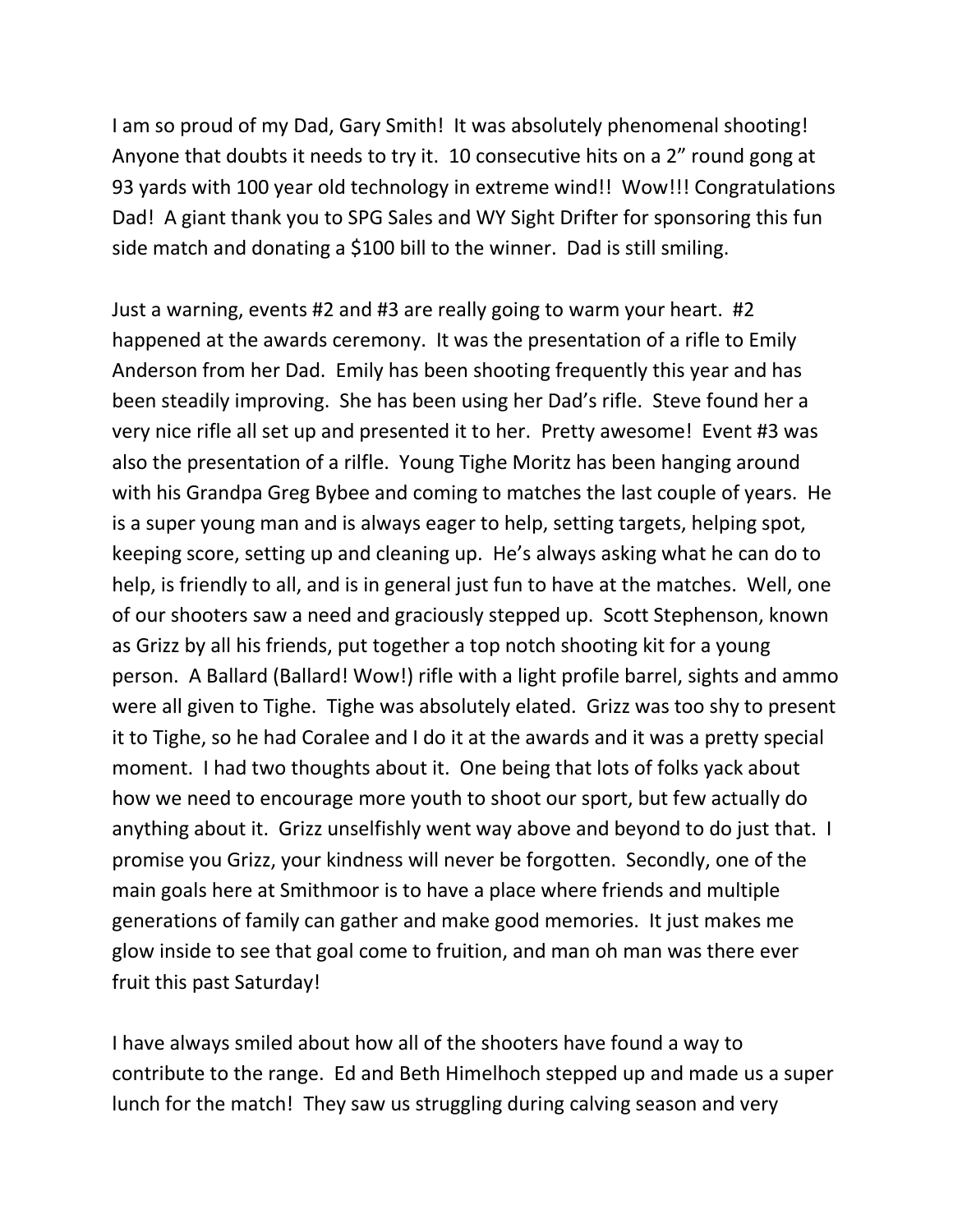I am so proud of my Dad, Gary Smith! It was absolutely phenomenal shooting! Anyone that doubts it needs to try it. 10 consecutive hits on a 2" round gong at 93 yards with 100 year old technology in extreme wind!! Wow!!! Congratulations Dad! A giant thank you to SPG Sales and WY Sight Drifter for sponsoring this fun side match and donating a $100 bill to the winner. Dad is still smiling.

Just a warning, events #2 and #3 are really going to warm your heart. #2 happened at the awards ceremony. It was the presentation of a rifle to Emily Anderson from her Dad. Emily has been shooting frequently this year and has been steadily improving. She has been using her Dad's rifle. Steve found her a very nice rifle all set up and presented it to her. Pretty awesome! Event #3 was also the presentation of a rilfle. Young Tighe Moritz has been hanging around with his Grandpa Greg Bybee and coming to matches the last couple of years. He is a super young man and is always eager to help, setting targets, helping spot, keeping score, setting up and cleaning up. He's always asking what he can do to help, is friendly to all, and is in general just fun to have at the matches. Well, one of our shooters saw a need and graciously stepped up. Scott Stephenson, known as Grizz by all his friends, put together a top notch shooting kit for a young person. A Ballard (Ballard! Wow!) rifle with a light profile barrel, sights and ammo were all given to Tighe. Tighe was absolutely elated. Grizz was too shy to present it to Tighe, so he had Coralee and I do it at the awards and it was a pretty special moment. I had two thoughts about it. One being that lots of folks yack about how we need to encourage more youth to shoot our sport, but few actually do anything about it. Grizz unselfishly went way above and beyond to do just that. I promise you Grizz, your kindness will never be forgotten. Secondly, one of the main goals here at Smithmoor is to have a place where friends and multiple generations of family can gather and make good memories. It just makes me glow inside to see that goal come to fruition, and man oh man was there ever fruit this past Saturday!

I have always smiled about how all of the shooters have found a way to contribute to the range. Ed and Beth Himelhoch stepped up and made us a super lunch for the match! They saw us struggling during calving season and very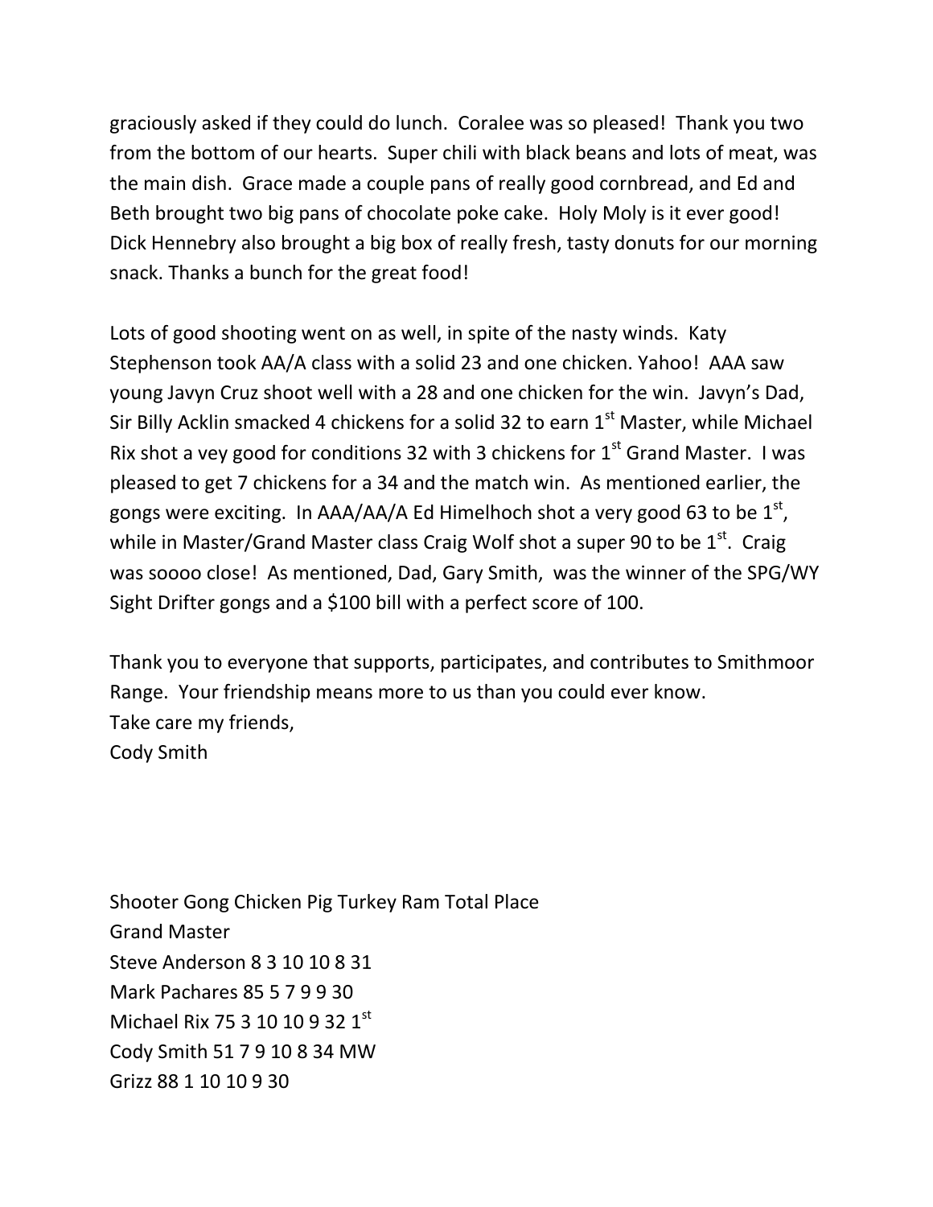graciously asked if they could do lunch. Coralee was so pleased! Thank you two from the bottom of our hearts. Super chili with black beans and lots of meat, was the main dish. Grace made a couple pans of really good cornbread, and Ed and Beth brought two big pans of chocolate poke cake. Holy Moly is it ever good! Dick Hennebry also brought a big box of really fresh, tasty donuts for our morning snack. Thanks a bunch for the great food!

Lots of good shooting went on as well, in spite of the nasty winds. Katy Stephenson took AA/A class with a solid 23 and one chicken. Yahoo! AAA saw young Javyn Cruz shoot well with a 28 and one chicken for the win. Javyn's Dad, Sir Billy Acklin smacked 4 chickens for a solid 32 to earn 1st Master, while Michael Rix shot a vey good for conditions 32 with 3 chickens for 1st Grand Master. I was pleased to get 7 chickens for a 34 and the match win. As mentioned earlier, the gongs were exciting. In AAA/AA/A Ed Himelhoch shot a very good 63 to be 1st, while in Master/Grand Master class Craig Wolf shot a super 90 to be 1st. Craig was soooo close! As mentioned, Dad, Gary Smith, was the winner of the SPG/WY Sight Drifter gongs and a $100 bill with a perfect score of 100.

Thank you to everyone that supports, participates, and contributes to Smithmoor Range. Your friendship means more to us than you could ever know.
Take care my friends,
Cody Smith

| Shooter | Gong | Chicken | Pig | Turkey | Ram | Total | Place |
|---|---|---|---|---|---|---|---|
| **Grand Master** | | | | | | | |
| Steve Anderson | 8 | 3 | 10 | 10 | 8 | 31 | |
| Mark Pachares | 85 | 5 | 7 | 9 | 9 | 30 | |
| Michael Rix | 75 | 3 | 10 | 10 | 9 | 32 | 1st |
| Cody Smith | 51 | 7 | 9 | 10 | 8 | 34 | MW |
| Grizz | 88 | 1 | 10 | 10 | 9 | 30 | |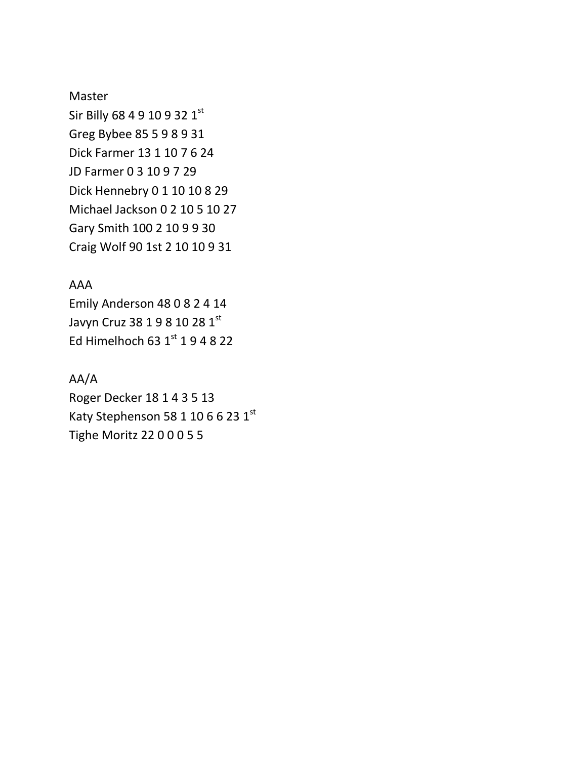Master

Sir Billy 68 4 9 10 9 32 1st

Greg Bybee 85 5 9 8 9 31

Dick Farmer 13 1 10 7 6 24

JD Farmer 0 3 10 9 7 29

Dick Hennebry 0 1 10 10 8 29

Michael Jackson 0 2 10 5 10 27

Gary Smith 100 2 10 9 9 30

Craig Wolf 90 1st 2 10 10 9 31

AAA

Emily Anderson 48 0 8 2 4 14

Javyn Cruz 38 1 9 8 10 28 1st

Ed Himelhoch 63 1st 1 9 4 8 22

AA/A

Roger Decker 18 1 4 3 5 13

Katy Stephenson 58 1 10 6 6 23 1st

Tighe Moritz 22 0 0 0 5 5